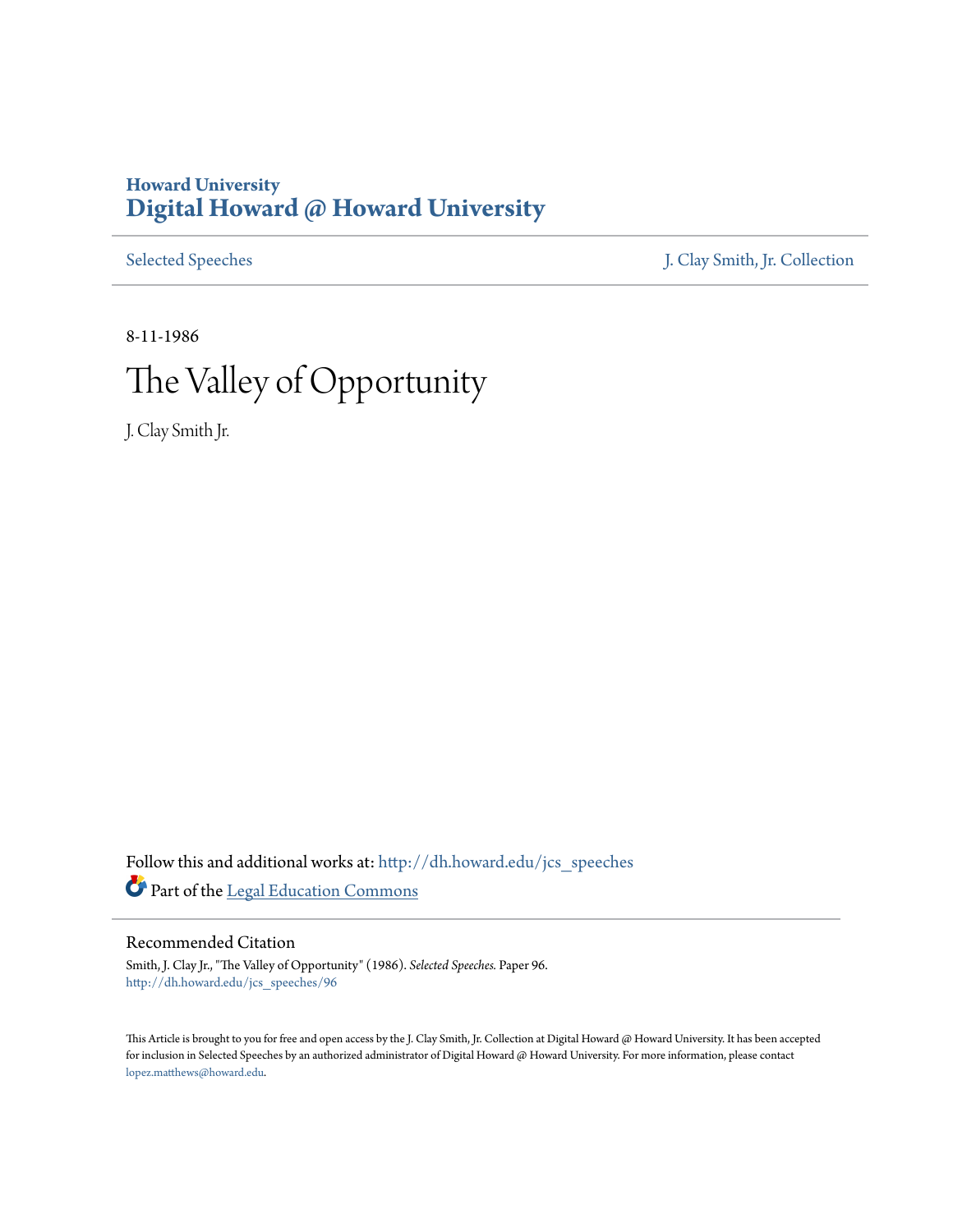Howard University
# Digital Howard @ Howard University

Selected Speeches | J. Clay Smith, Jr. Collection

8-11-1986

# The Valley of Opportunity

J. Clay Smith Jr.

Follow this and additional works at: http://dh.howard.edu/jcs_speeches

Part of the Legal Education Commons

## Recommended Citation

Smith, J. Clay Jr., "The Valley of Opportunity" (1986). *Selected Speeches.* Paper 96.
http://dh.howard.edu/jcs_speeches/96

This Article is brought to you for free and open access by the J. Clay Smith, Jr. Collection at Digital Howard @ Howard University. It has been accepted for inclusion in Selected Speeches by an authorized administrator of Digital Howard @ Howard University. For more information, please contact lopez.matthews@howard.edu.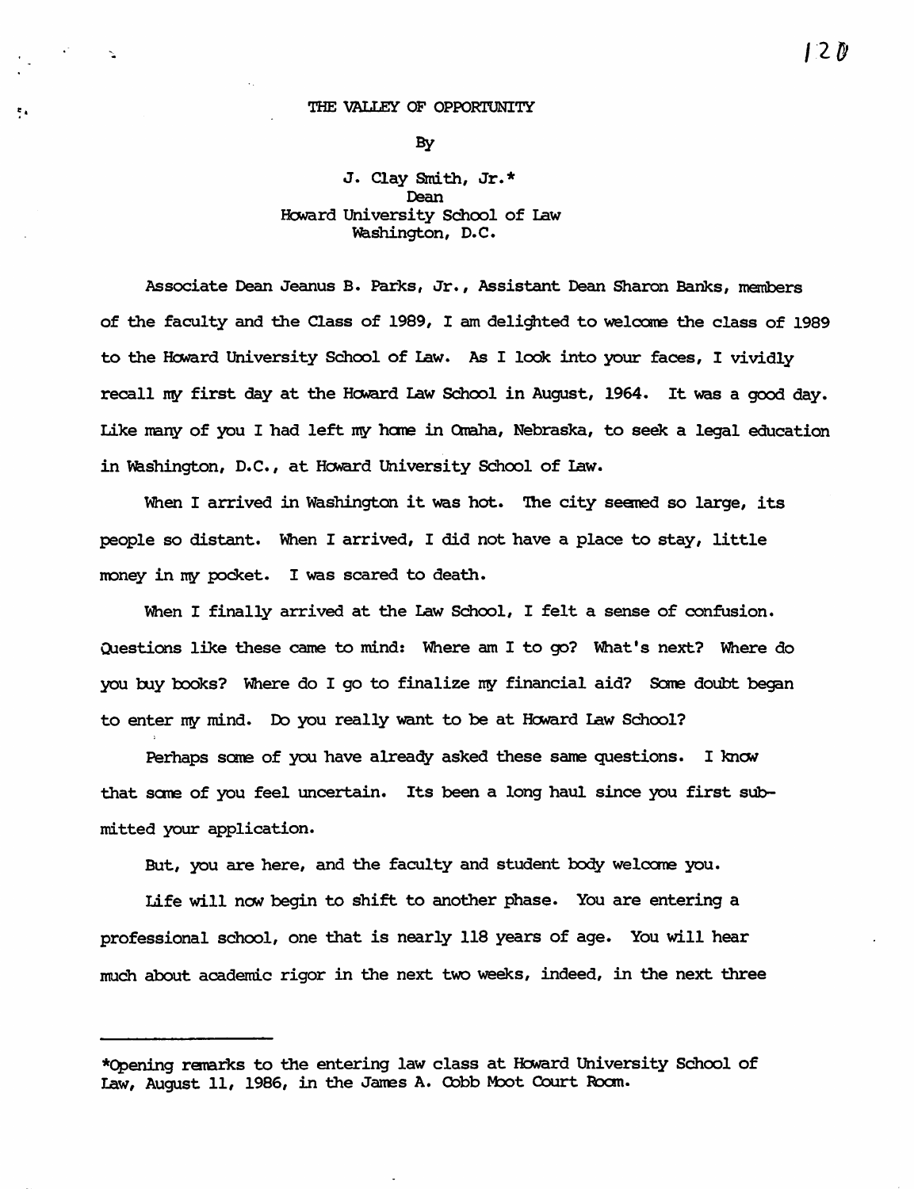THE VALLEY OF OPPORTUNITY

By

J. Clay Smith, Jr.*
Dean
Howard University School of Law
Washington, D.C.

Associate Dean Jeanus B. Parks, Jr., Assistant Dean Sharon Banks, members of the faculty and the Class of 1989, I am delighted to welcome the class of 1989 to the Howard University School of Law. As I look into your faces, I vividly recall my first day at the Howard Law School in August, 1964. It was a good day. Like many of you I had left my home in Omaha, Nebraska, to seek a legal education in Washington, D.C., at Howard University School of Law.

When I arrived in Washington it was hot. The city seemed so large, its people so distant. When I arrived, I did not have a place to stay, little money in my pocket. I was scared to death.

When I finally arrived at the Law School, I felt a sense of confusion. Questions like these came to mind: Where am I to go? What's next? Where do you buy books? Where do I go to finalize my financial aid? Some doubt began to enter my mind. Do you really want to be at Howard Law School?

Perhaps some of you have already asked these same questions. I know that some of you feel uncertain. Its been a long haul since you first submitted your application.

But, you are here, and the faculty and student body welcome you.

Life will now begin to shift to another phase. You are entering a professional school, one that is nearly 118 years of age. You will hear much about academic rigor in the next two weeks, indeed, in the next three

---

*Opening remarks to the entering law class at Howard University School of Law, August 11, 1986, in the James A. Cobb Moot Court Room.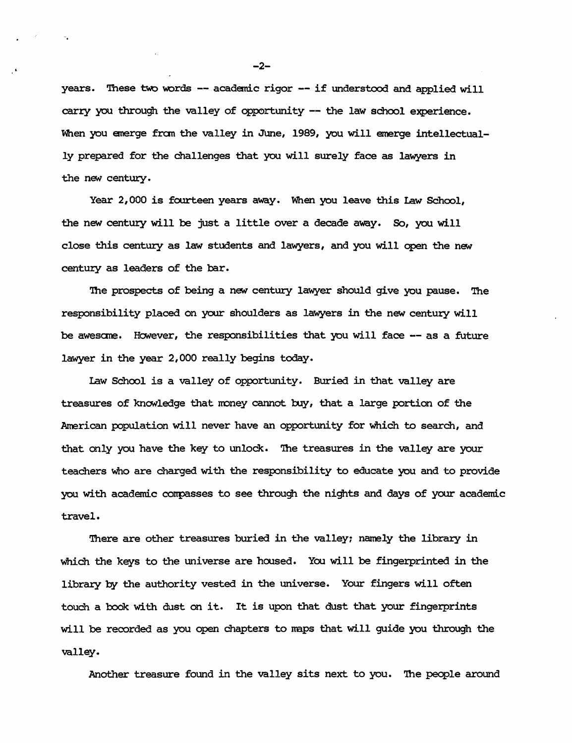years. These two words -- academic rigor -- if understood and applied will carry you through the valley of opportunity -- the law school experience. When you emerge from the valley in June, 1989, you will emerge intellectually prepared for the challenges that you will surely face as lawyers in the new century.

Year 2,000 is fourteen years away. When you leave this Law School, the new century will be just a little over a decade away. So, you will close this century as law students and lawyers, and you will open the new century as leaders of the bar.

The prospects of being a new century lawyer should give you pause. The responsibility placed on your shoulders as lawyers in the new century will be awesome. However, the responsibilities that you will face -- as a future lawyer in the year 2,000 really begins today.

Law School is a valley of opportunity. Buried in that valley are treasures of knowledge that money cannot buy, that a large portion of the American population will never have an opportunity for which to search, and that only you have the key to unlock. The treasures in the valley are your teachers who are charged with the responsibility to educate you and to provide you with academic compasses to see through the nights and days of your academic travel.

There are other treasures buried in the valley; namely the library in which the keys to the universe are housed. You will be fingerprinted in the library by the authority vested in the universe. Your fingers will often touch a book with dust on it. It is upon that dust that your fingerprints will be recorded as you open chapters to maps that will guide you through the valley.

Another treasure found in the valley sits next to you. The people around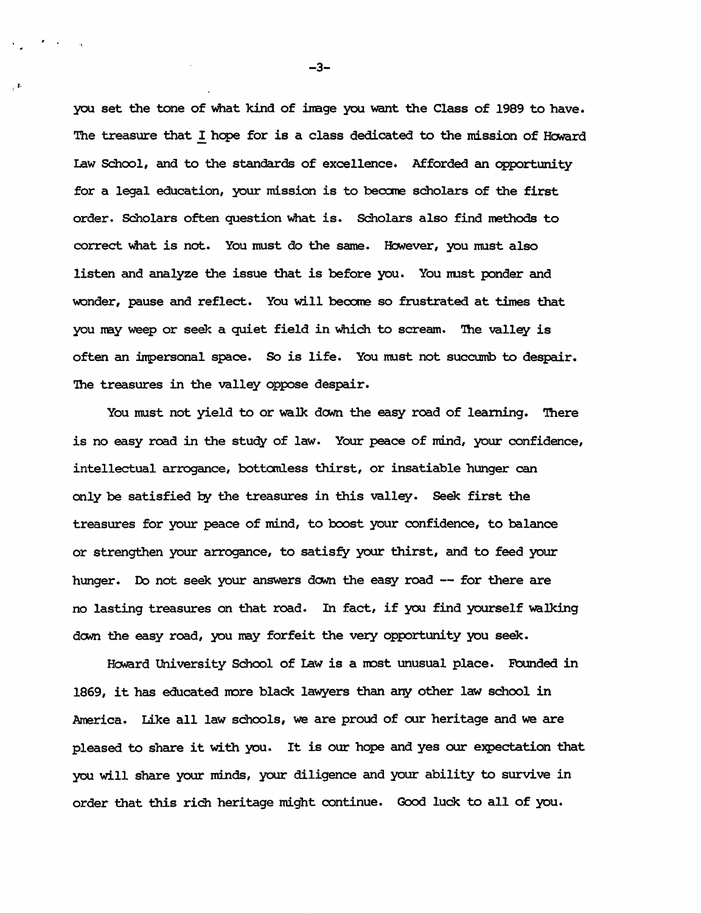you set the tone of what kind of image you want the Class of 1989 to have. The treasure that I hope for is a class dedicated to the mission of Howard Law School, and to the standards of excellence. Afforded an opportunity for a legal education, your mission is to become scholars of the first order. Scholars often question what is. Scholars also find methods to correct what is not. You must do the same. However, you must also listen and analyze the issue that is before you. You must ponder and wonder, pause and reflect. You will become so frustrated at times that you may weep or seek a quiet field in which to scream. The valley is often an impersonal space. So is life. You must not succumb to despair. The treasures in the valley oppose despair.

You must not yield to or walk down the easy road of learning. There is no easy road in the study of law. Your peace of mind, your confidence, intellectual arrogance, bottomless thirst, or insatiable hunger can only be satisfied by the treasures in this valley. Seek first the treasures for your peace of mind, to boost your confidence, to balance or strengthen your arrogance, to satisfy your thirst, and to feed your hunger. Do not seek your answers down the easy road -- for there are no lasting treasures on that road. In fact, if you find yourself walking down the easy road, you may forfeit the very opportunity you seek.

Howard University School of Law is a most unusual place. Founded in 1869, it has educated more black lawyers than any other law school in America. Like all law schools, we are proud of our heritage and we are pleased to share it with you. It is our hope and yes our expectation that you will share your minds, your diligence and your ability to survive in order that this rich heritage might continue. Good luck to all of you.